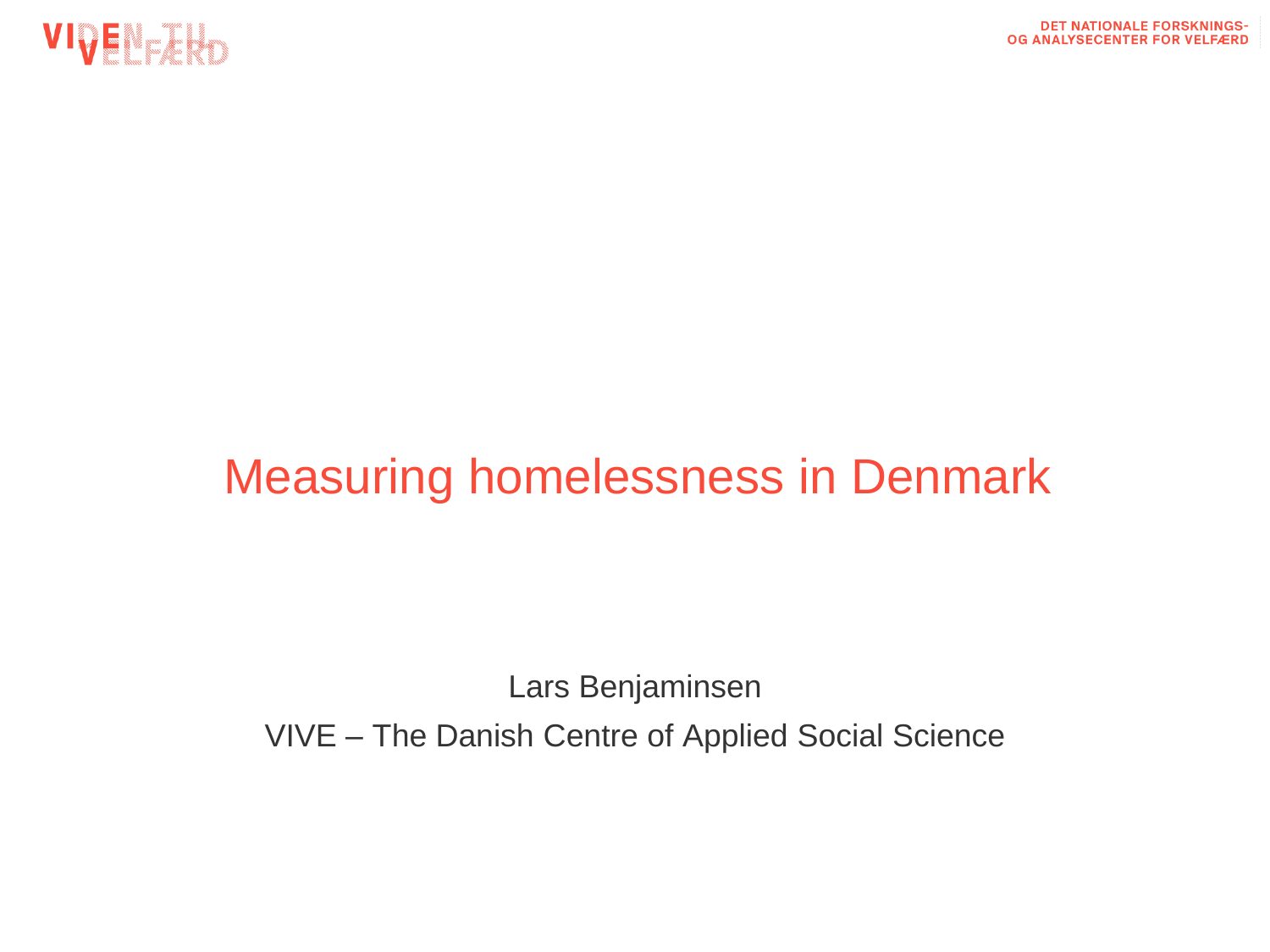# Measuring homelessness in Denmark

Lars Benjaminsen

VIVE – The Danish Centre of Applied Social Science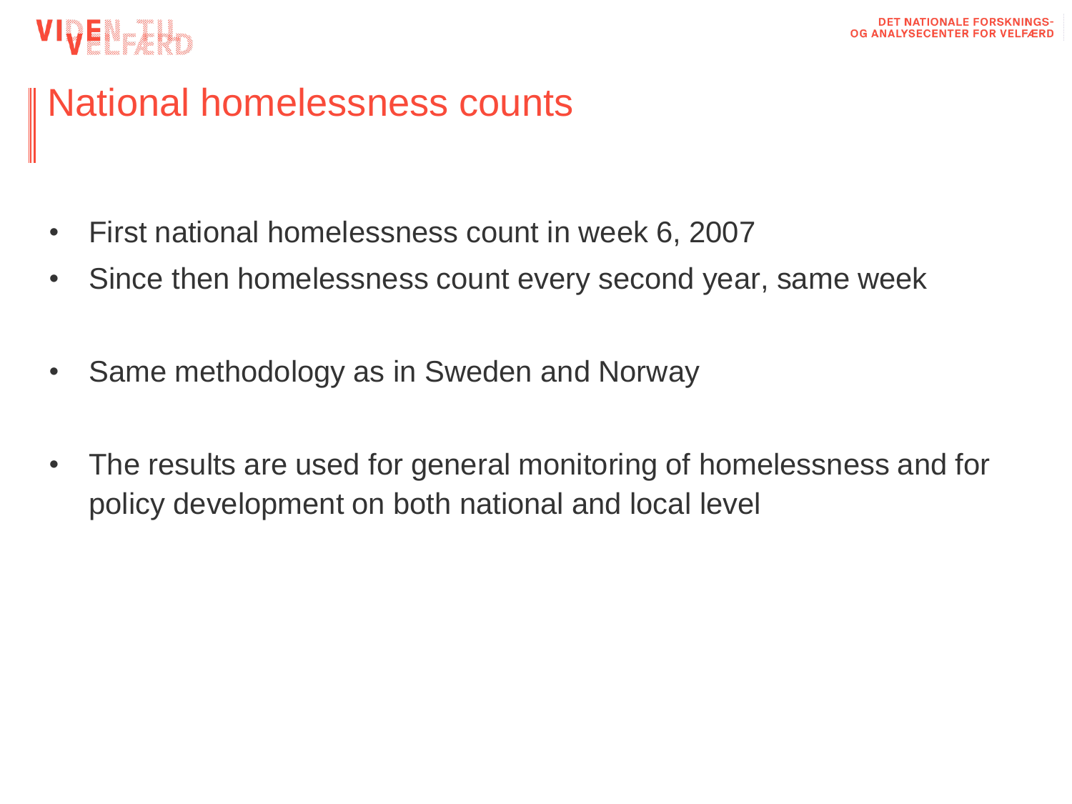# National homelessness counts

- First national homelessness count in week 6, 2007
- Since then homelessness count every second year, same week
- Same methodology as in Sweden and Norway
- The results are used for general monitoring of homelessness and for policy development on both national and local level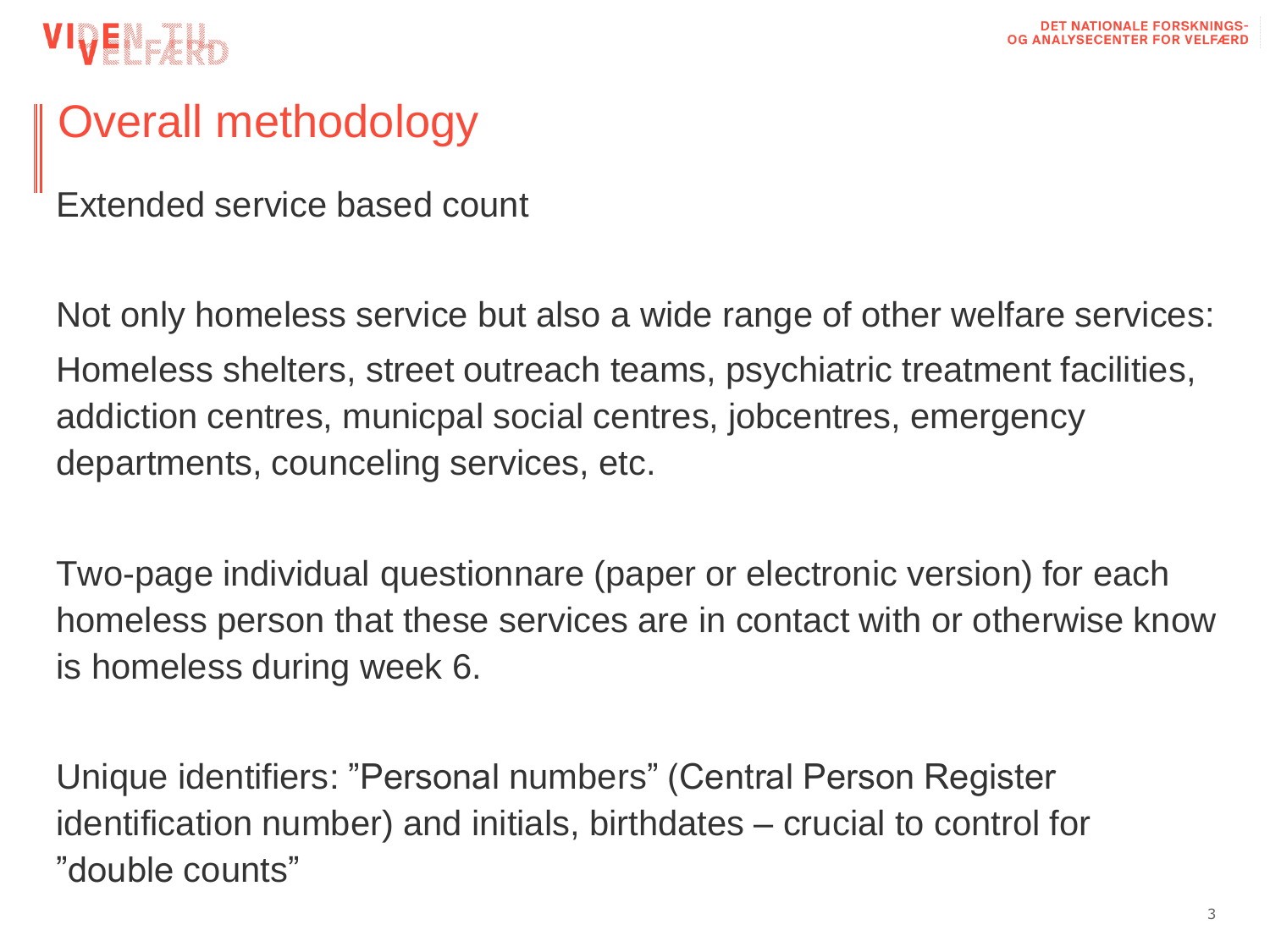# Overall methodology

Extended service based count

Not only homeless service but also a wide range of other welfare services: Homeless shelters, street outreach teams, psychiatric treatment facilities, addiction centres, municpal social centres, jobcentres, emergency departments, counceling services, etc.

Two-page individual questionnare (paper or electronic version) for each homeless person that these services are in contact with or otherwise know is homeless during week 6.

Unique identifiers: ”Personal numbers” (Central Person Register identification number) and initials, birthdates – crucial to control for ”double counts”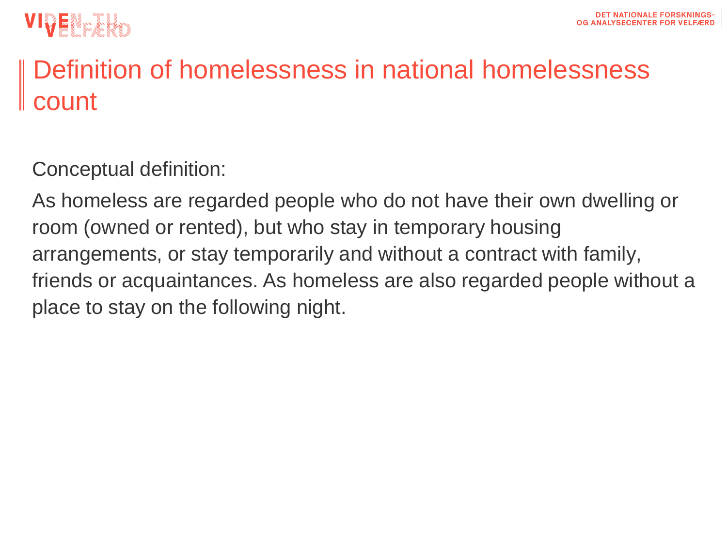# Definition of homelessness in national homelessness count

Conceptual definition:

As homeless are regarded people who do not have their own dwelling or room (owned or rented), but who stay in temporary housing arrangements, or stay temporarily and without a contract with family, friends or acquaintances. As homeless are also regarded people without a place to stay on the following night.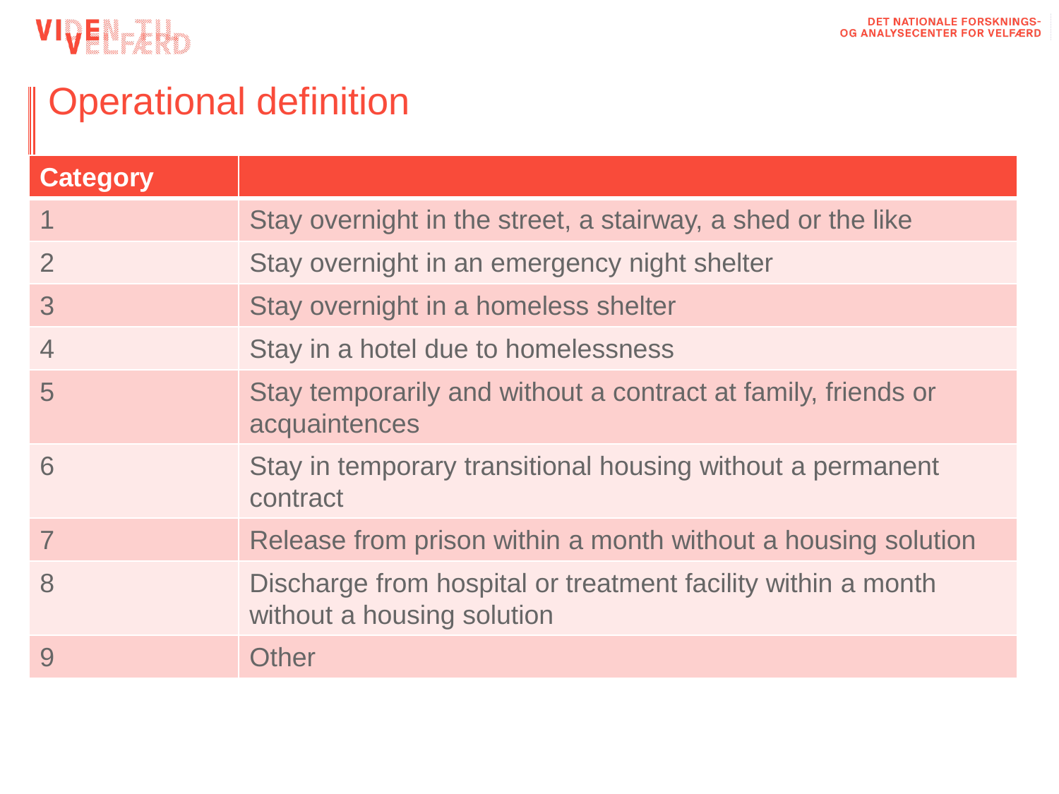# Operational definition

| Category | |
|---|---|
| 1 | Stay overnight in the street, a stairway, a shed or the like |
| 2 | Stay overnight in an emergency night shelter |
| 3 | Stay overnight in a homeless shelter |
| 4 | Stay in a hotel due to homelessness |
| 5 | Stay temporarily and without a contract at family, friends or acquaintences |
| 6 | Stay in temporary transitional housing without a permanent contract |
| 7 | Release from prison within a month without a housing solution |
| 8 | Discharge from hospital or treatment facility within a month without a housing solution |
| 9 | Other |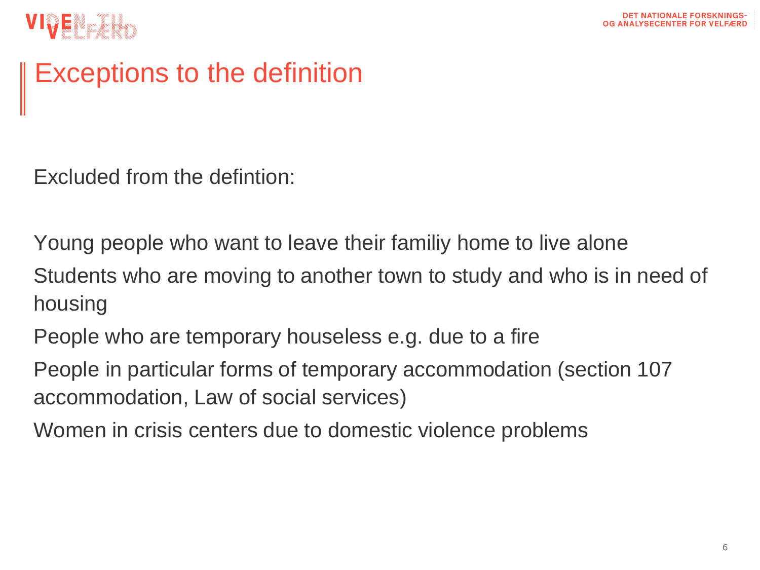# Exceptions to the definition

Excluded from the defintion:

Young people who want to leave their familiy home to live alone

Students who are moving to another town to study and who is in need of housing

People who are temporary houseless e.g. due to a fire

People in particular forms of temporary accommodation (section 107 accommodation, Law of social services)

Women in crisis centers due to domestic violence problems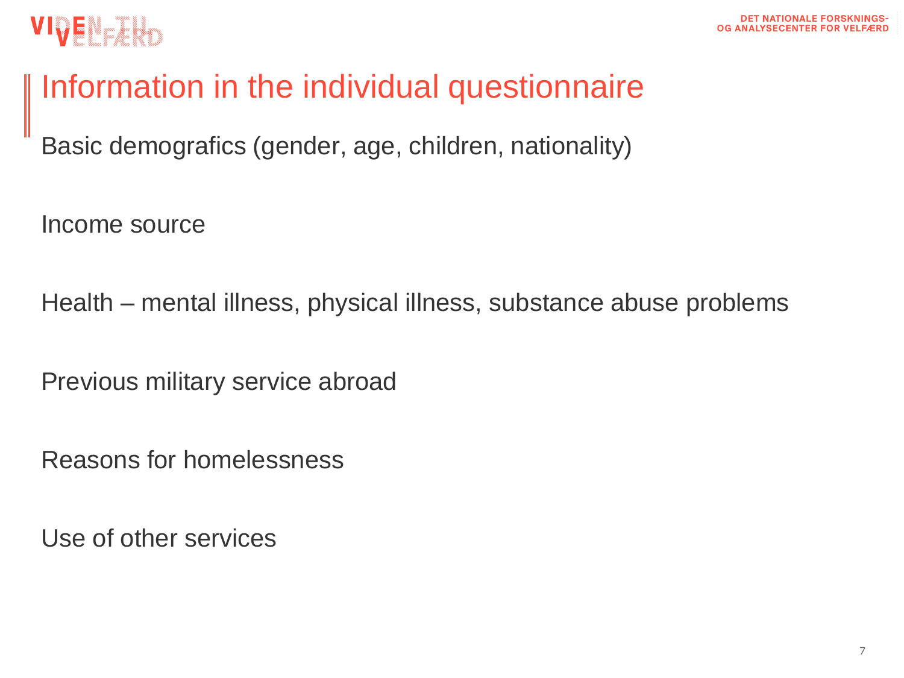# Information in the individual questionnaire

Basic demografics (gender, age, children, nationality)

Income source

Health – mental illness, physical illness, substance abuse problems

Previous military service abroad

Reasons for homelessness

Use of other services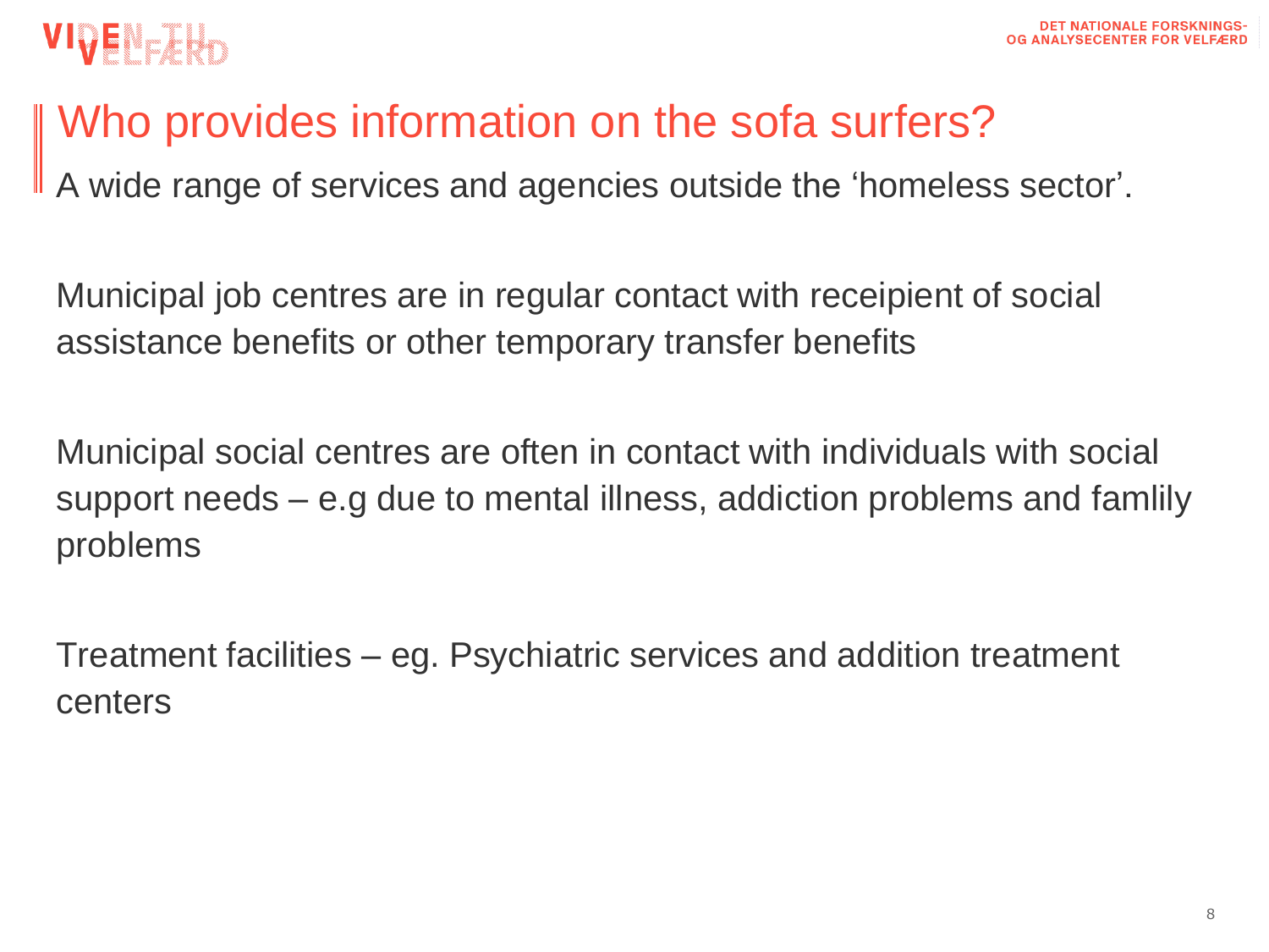# Who provides information on the sofa surfers?

A wide range of services and agencies outside the 'homeless sector'.

Municipal job centres are in regular contact with receipient of social assistance benefits or other temporary transfer benefits

Municipal social centres are often in contact with individuals with social support needs – e.g due to mental illness, addiction problems and famlily problems

Treatment facilities – eg. Psychiatric services and addition treatment centers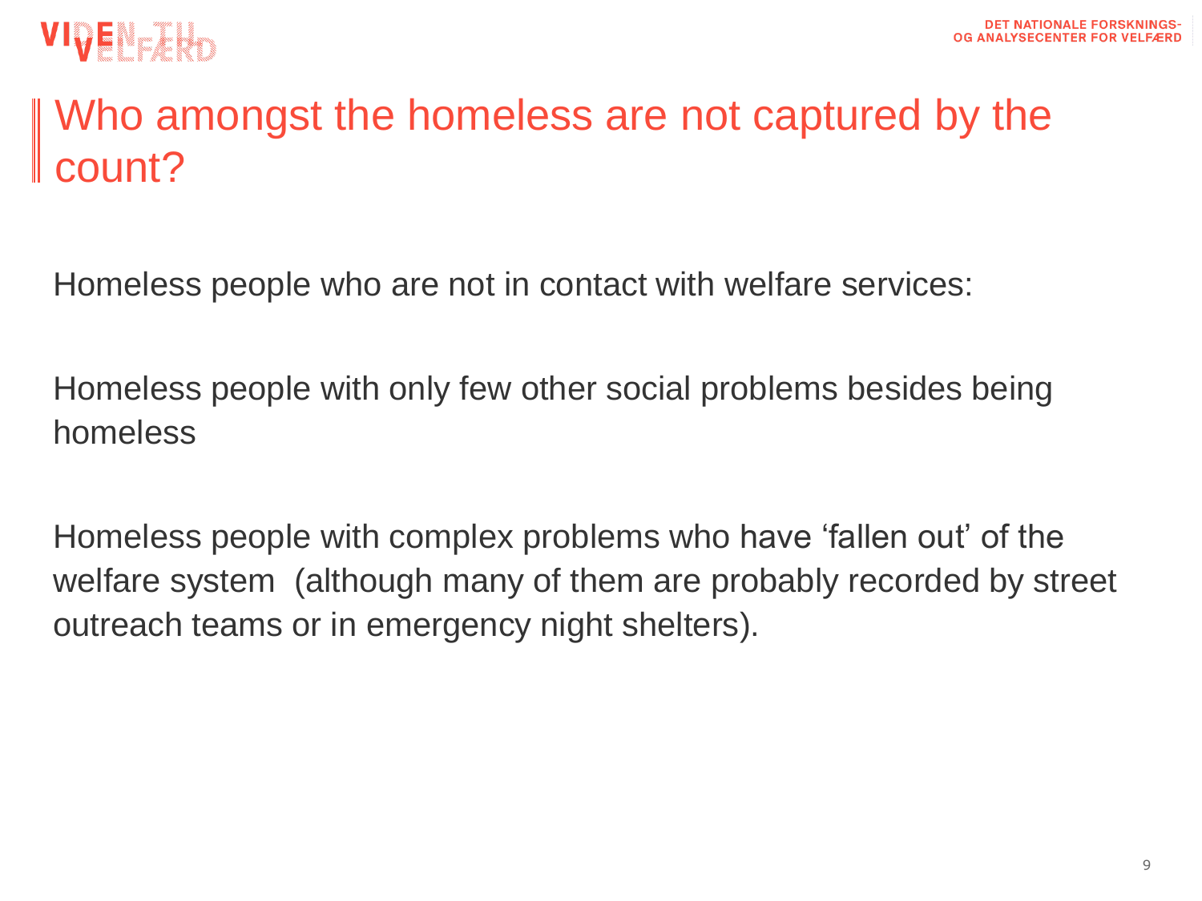# Who amongst the homeless are not captured by the count?

Homeless people who are not in contact with welfare services:

Homeless people with only few other social problems besides being homeless

Homeless people with complex problems who have 'fallen out' of the welfare system (although many of them are probably recorded by street outreach teams or in emergency night shelters).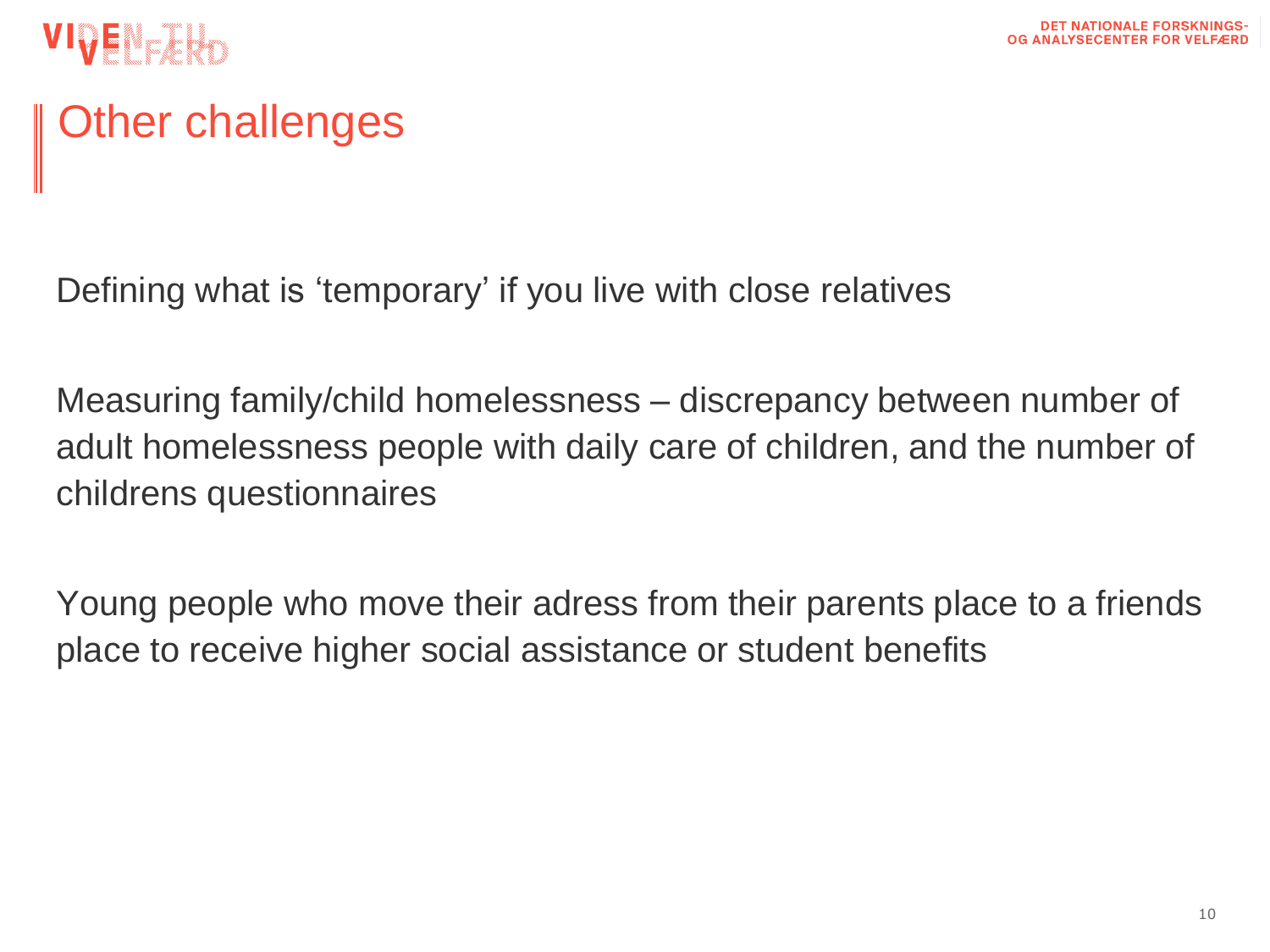# Other challenges

Defining what is ‘temporary’ if you live with close relatives

Measuring family/child homelessness – discrepancy between number of adult homelessness people with daily care of children, and the number of childrens questionnaires

Young people who move their adress from their parents place to a friends place to receive higher social assistance or student benefits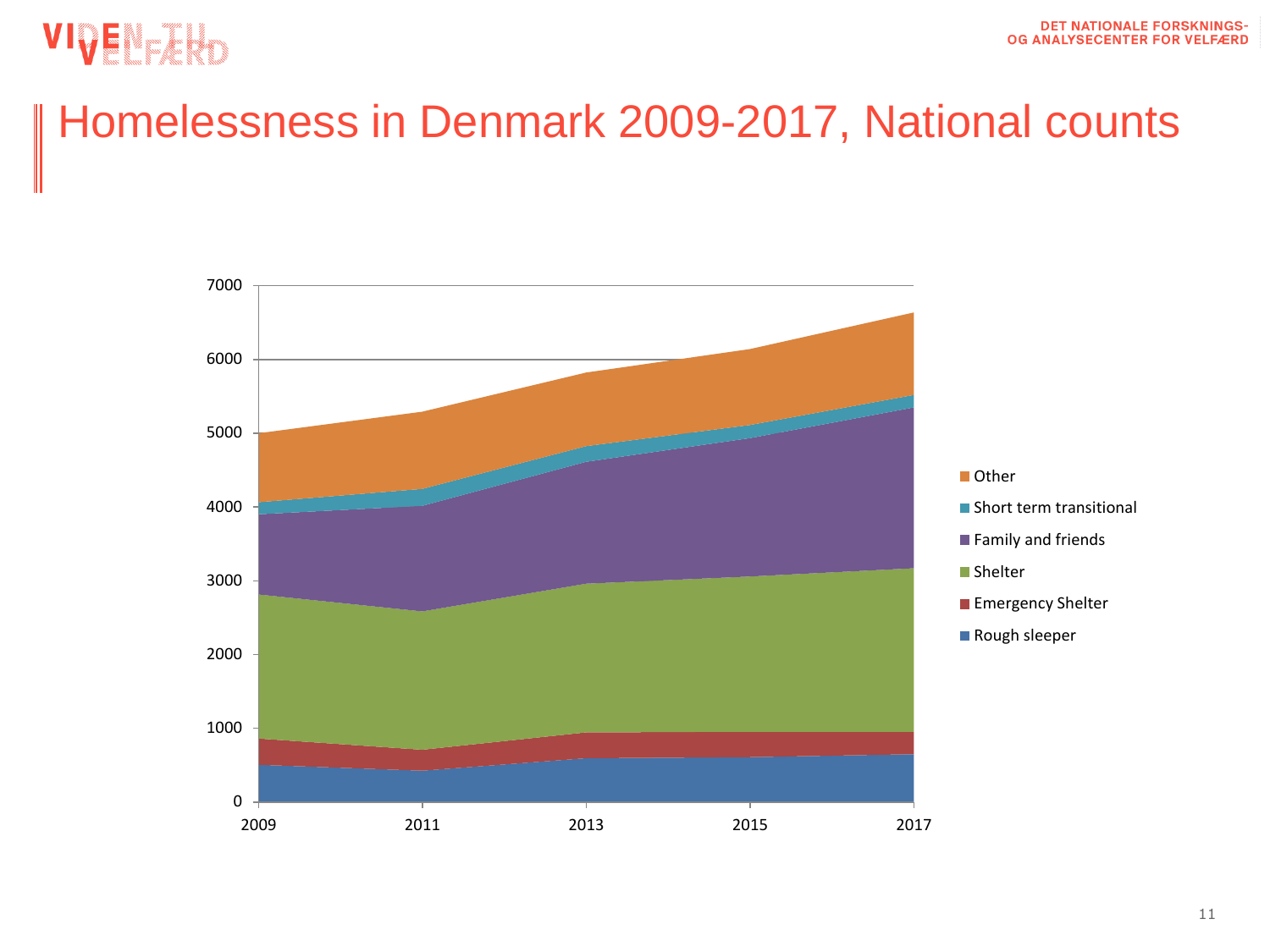# Homelessness in Denmark 2009-2017, National counts

7000
6000
5000
4000
3000
2000
1000
0

2009 2011 2013 2015 2017

- Other
- Short term transitional
- Family and friends
- Shelter
- Emergency Shelter
- Rough sleeper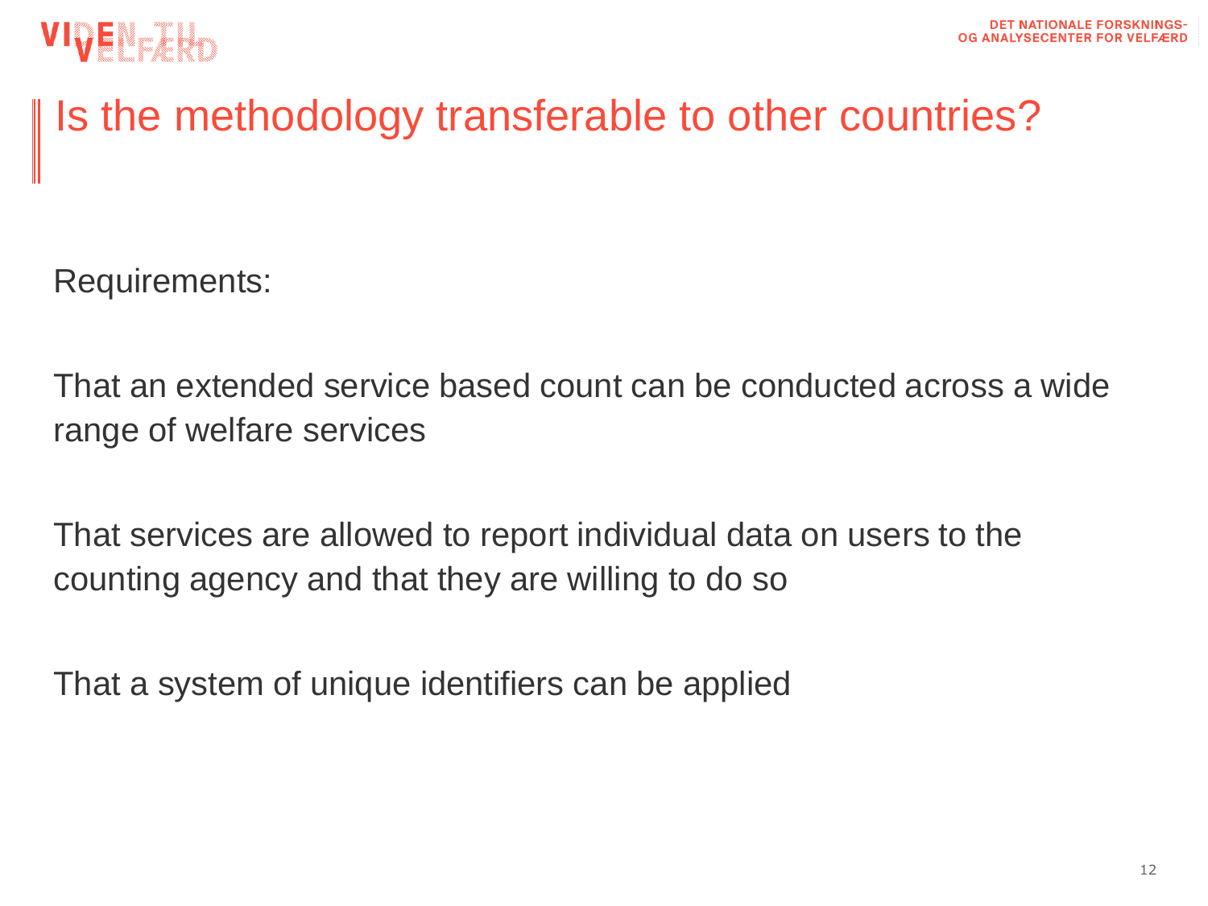# Is the methodology transferable to other countries?

Requirements:

That an extended service based count can be conducted across a wide range of welfare services

That services are allowed to report individual data on users to the counting agency and that they are willing to do so

That a system of unique identifiers can be applied